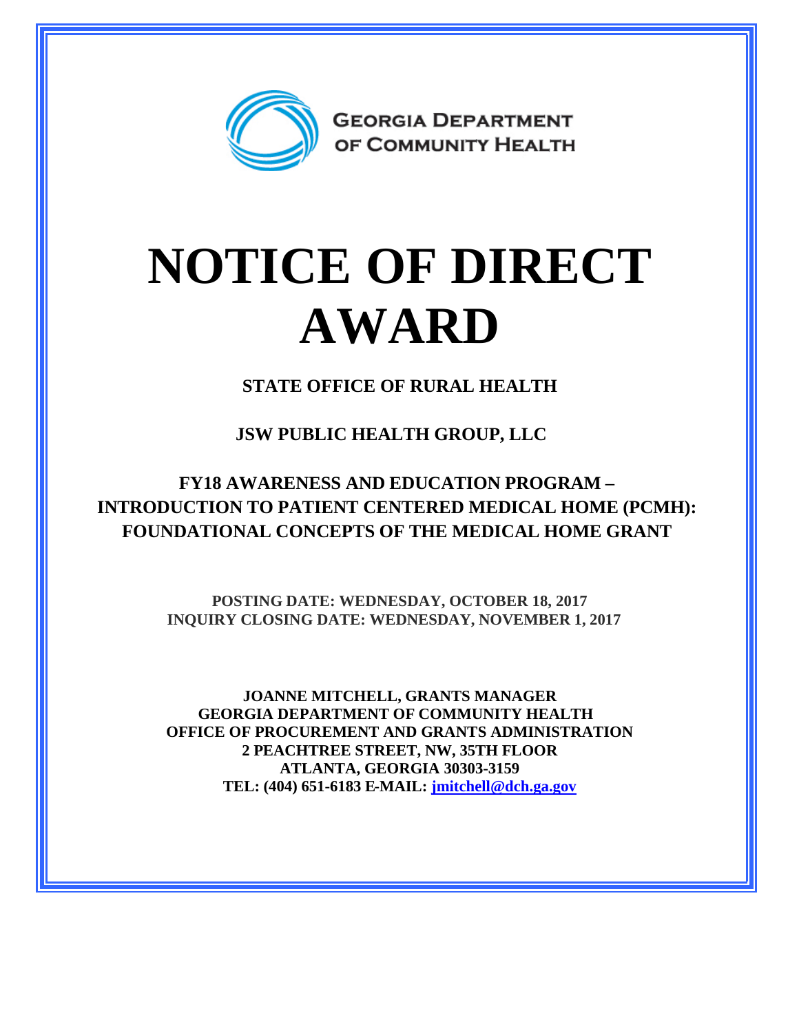GEORGIA DEPARTMENT OF COMMUNITY HEALTH

# NOTICE OF DIRECT AWARD

**STATE OFFICE OF RURAL HEALTH**

**JSW PUBLIC HEALTH GROUP, LLC**

## FY18 AWARENESS AND EDUCATION PROGRAM – INTRODUCTION TO PATIENT CENTERED MEDICAL HOME (PCMH): FOUNDATIONAL CONCEPTS OF THE MEDICAL HOME GRANT

**POSTING DATE: WEDNESDAY, OCTOBER 18, 2017**
**INQUIRY CLOSING DATE: WEDNESDAY, NOVEMBER 1, 2017**

**JOANNE MITCHELL, GRANTS MANAGER**
**GEORGIA DEPARTMENT OF COMMUNITY HEALTH**
**OFFICE OF PROCUREMENT AND GRANTS ADMINISTRATION**
**2 PEACHTREE STREET, NW, 35TH FLOOR**
**ATLANTA, GEORGIA 30303-3159**
**TEL: (404) 651-6183 E-MAIL: jmitchell@dch.ga.gov**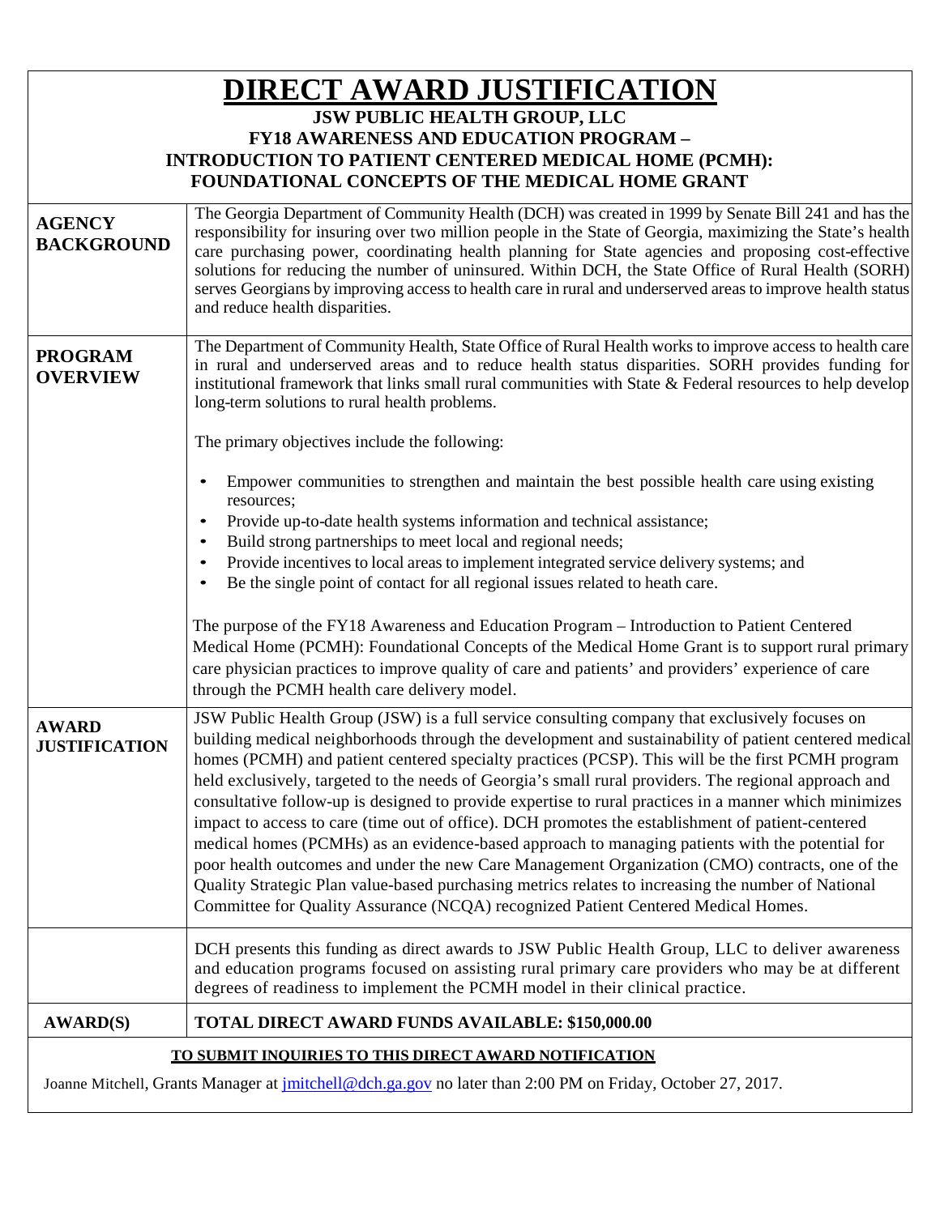# DIRECT AWARD JUSTIFICATION

**JSW PUBLIC HEALTH GROUP, LLC**
**FY18 AWARENESS AND EDUCATION PROGRAM –**
**INTRODUCTION TO PATIENT CENTERED MEDICAL HOME (PCMH):**
**FOUNDATIONAL CONCEPTS OF THE MEDICAL HOME GRANT**

| | |
|---|---|
| **AGENCY BACKGROUND** | The Georgia Department of Community Health (DCH) was created in 1999 by Senate Bill 241 and has the responsibility for insuring over two million people in the State of Georgia, maximizing the State's health care purchasing power, coordinating health planning for State agencies and proposing cost-effective solutions for reducing the number of uninsured. Within DCH, the State Office of Rural Health (SORH) serves Georgians by improving access to health care in rural and underserved areas to improve health status and reduce health disparities. |
| **PROGRAM OVERVIEW** | The Department of Community Health, State Office of Rural Health works to improve access to health care in rural and underserved areas and to reduce health status disparities. SORH provides funding for institutional framework that links small rural communities with State & Federal resources to help develop long-term solutions to rural health problems.<br><br>The primary objectives include the following:<br><br>• Empower communities to strengthen and maintain the best possible health care using existing resources;<br>• Provide up-to-date health systems information and technical assistance;<br>• Build strong partnerships to meet local and regional needs;<br>• Provide incentives to local areas to implement integrated service delivery systems; and<br>• Be the single point of contact for all regional issues related to heath care.<br><br>The purpose of the FY18 Awareness and Education Program – Introduction to Patient Centered Medical Home (PCMH): Foundational Concepts of the Medical Home Grant is to support rural primary care physician practices to improve quality of care and patients' and providers' experience of care through the PCMH health care delivery model. |
| **AWARD JUSTIFICATION** | JSW Public Health Group (JSW) is a full service consulting company that exclusively focuses on building medical neighborhoods through the development and sustainability of patient centered medical homes (PCMH) and patient centered specialty practices (PCSP). This will be the first PCMH program held exclusively, targeted to the needs of Georgia's small rural providers. The regional approach and consultative follow-up is designed to provide expertise to rural practices in a manner which minimizes impact to access to care (time out of office). DCH promotes the establishment of patient-centered medical homes (PCMHs) as an evidence-based approach to managing patients with the potential for poor health outcomes and under the new Care Management Organization (CMO) contracts, one of the Quality Strategic Plan value-based purchasing metrics relates to increasing the number of National Committee for Quality Assurance (NCQA) recognized Patient Centered Medical Homes. |
| | DCH presents this funding as direct awards to JSW Public Health Group, LLC to deliver awareness and education programs focused on assisting rural primary care providers who may be at different degrees of readiness to implement the PCMH model in their clinical practice. |
| **AWARD(S)** | **TOTAL DIRECT AWARD FUNDS AVAILABLE: $150,000.00** |

**TO SUBMIT INQUIRIES TO THIS DIRECT AWARD NOTIFICATION**

Joanne Mitchell, Grants Manager at jmitchell@dch.ga.gov no later than 2:00 PM on Friday, October 27, 2017.